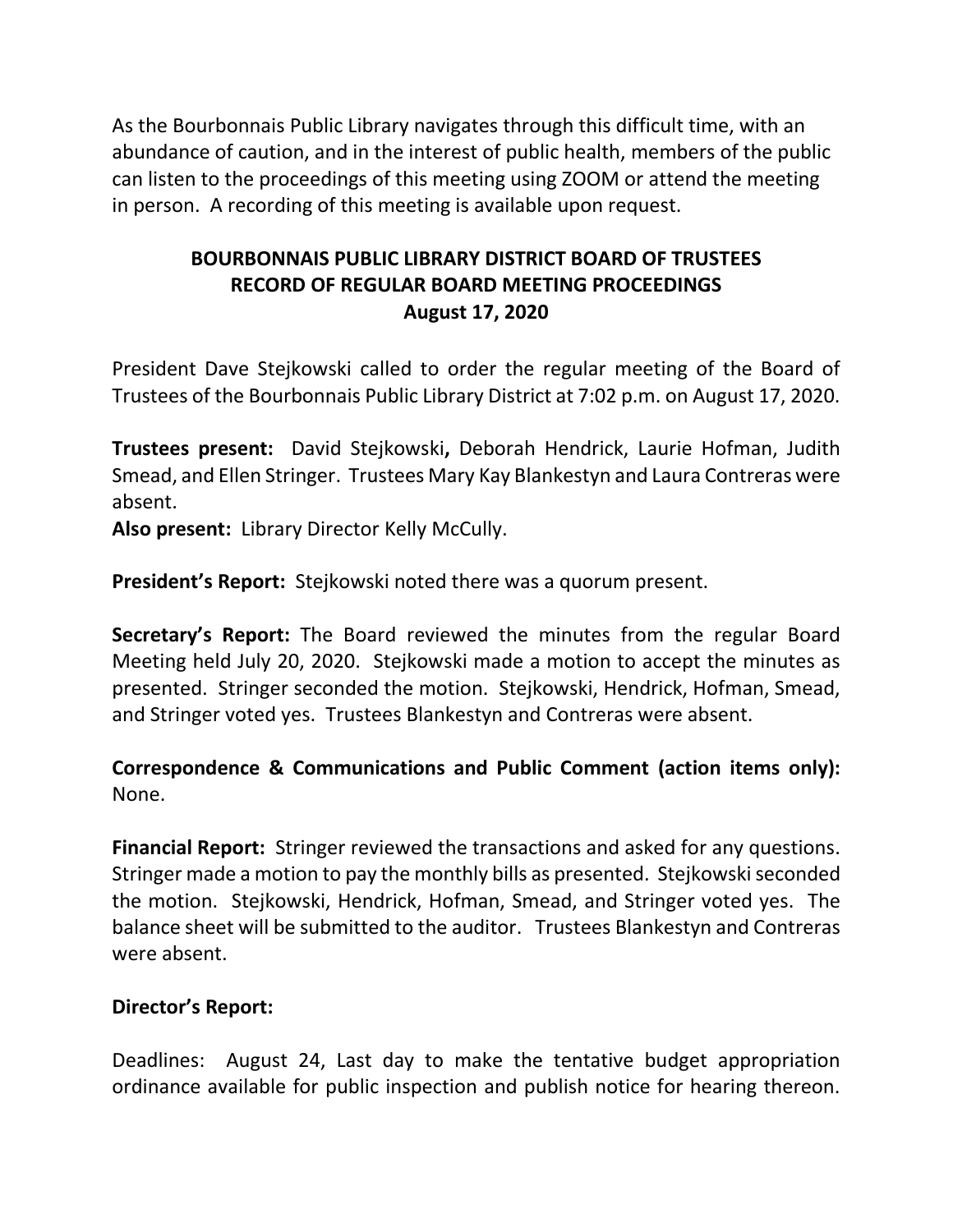As the Bourbonnais Public Library navigates through this difficult time, with an abundance of caution, and in the interest of public health, members of the public can listen to the proceedings of this meeting using ZOOM or attend the meeting in person. A recording of this meeting is available upon request.

# BOURBONNAIS PUBLIC LIBRARY DISTRICT BOARD OF TRUSTEES
## RECORD OF REGULAR BOARD MEETING PROCEEDINGS
### August 17, 2020

President Dave Stejkowski called to order the regular meeting of the Board of Trustees of the Bourbonnais Public Library District at 7:02 p.m. on August 17, 2020.

**Trustees present:** David Stejkowski**,** Deborah Hendrick, Laurie Hofman, Judith Smead, and Ellen Stringer. Trustees Mary Kay Blankestyn and Laura Contreras were absent.
**Also present:** Library Director Kelly McCully.

**President's Report:** Stejkowski noted there was a quorum present.

**Secretary's Report:** The Board reviewed the minutes from the regular Board Meeting held July 20, 2020. Stejkowski made a motion to accept the minutes as presented. Stringer seconded the motion. Stejkowski, Hendrick, Hofman, Smead, and Stringer voted yes. Trustees Blankestyn and Contreras were absent.

**Correspondence & Communications and Public Comment (action items only):** None.

**Financial Report:** Stringer reviewed the transactions and asked for any questions. Stringer made a motion to pay the monthly bills as presented. Stejkowski seconded the motion. Stejkowski, Hendrick, Hofman, Smead, and Stringer voted yes. The balance sheet will be submitted to the auditor. Trustees Blankestyn and Contreras were absent.

**Director's Report:**

Deadlines: August 24, Last day to make the tentative budget appropriation ordinance available for public inspection and publish notice for hearing thereon.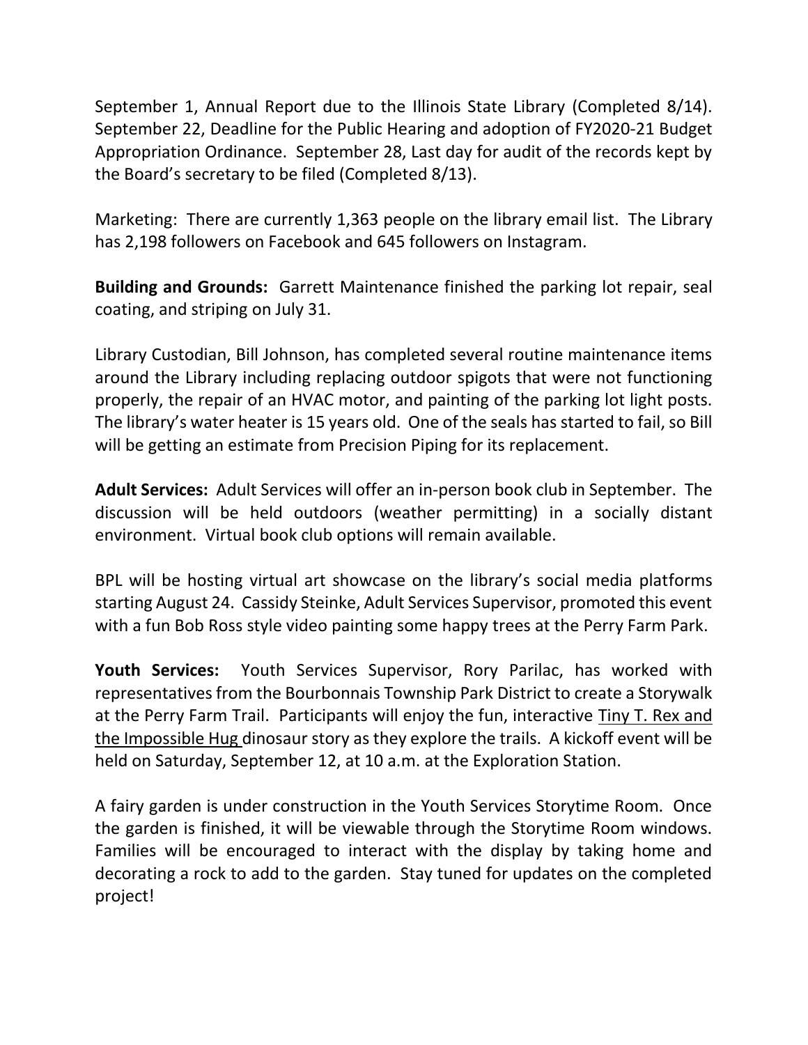September 1, Annual Report due to the Illinois State Library (Completed 8/14). September 22, Deadline for the Public Hearing and adoption of FY2020-21 Budget Appropriation Ordinance. September 28, Last day for audit of the records kept by the Board's secretary to be filed (Completed 8/13).

Marketing: There are currently 1,363 people on the library email list. The Library has 2,198 followers on Facebook and 645 followers on Instagram.

**Building and Grounds:** Garrett Maintenance finished the parking lot repair, seal coating, and striping on July 31.

Library Custodian, Bill Johnson, has completed several routine maintenance items around the Library including replacing outdoor spigots that were not functioning properly, the repair of an HVAC motor, and painting of the parking lot light posts. The library's water heater is 15 years old. One of the seals has started to fail, so Bill will be getting an estimate from Precision Piping for its replacement.

**Adult Services:** Adult Services will offer an in-person book club in September. The discussion will be held outdoors (weather permitting) in a socially distant environment. Virtual book club options will remain available.

BPL will be hosting virtual art showcase on the library's social media platforms starting August 24. Cassidy Steinke, Adult Services Supervisor, promoted this event with a fun Bob Ross style video painting some happy trees at the Perry Farm Park.

**Youth Services:** Youth Services Supervisor, Rory Parilac, has worked with representatives from the Bourbonnais Township Park District to create a Storywalk at the Perry Farm Trail. Participants will enjoy the fun, interactive <u>Tiny T. Rex and the Impossible Hug</u> dinosaur story as they explore the trails. A kickoff event will be held on Saturday, September 12, at 10 a.m. at the Exploration Station.

A fairy garden is under construction in the Youth Services Storytime Room. Once the garden is finished, it will be viewable through the Storytime Room windows. Families will be encouraged to interact with the display by taking home and decorating a rock to add to the garden. Stay tuned for updates on the completed project!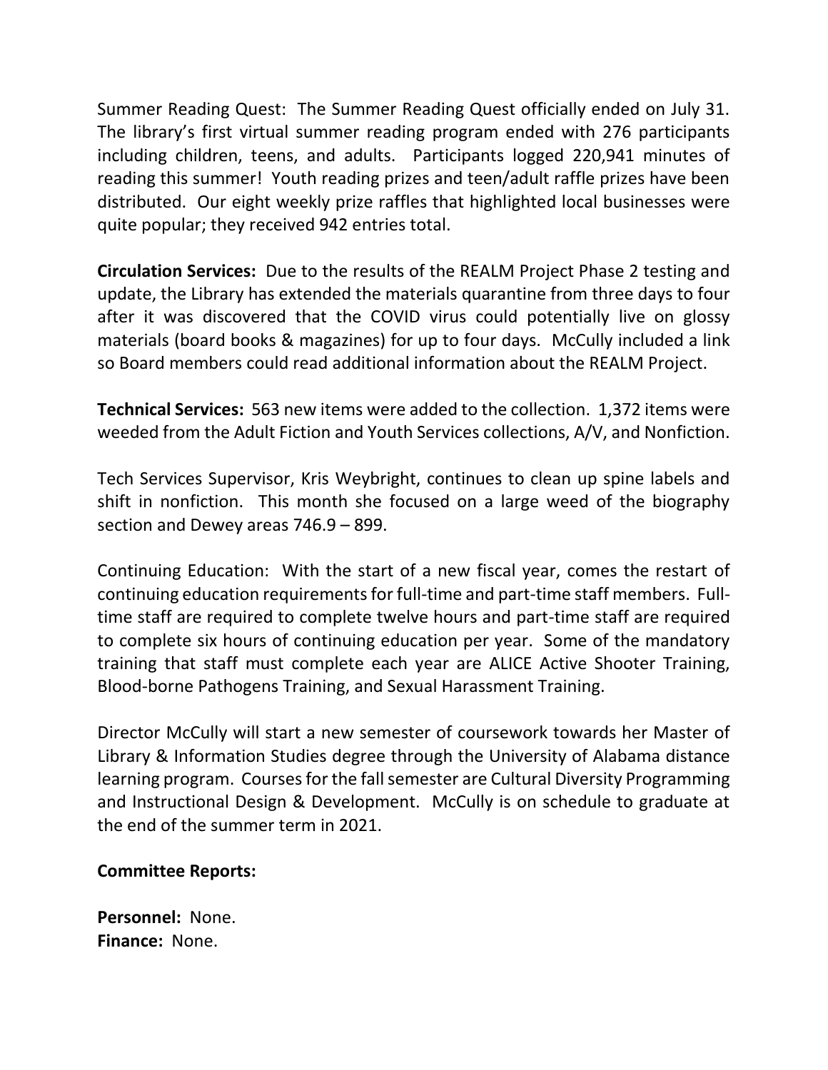Summer Reading Quest: The Summer Reading Quest officially ended on July 31. The library's first virtual summer reading program ended with 276 participants including children, teens, and adults. Participants logged 220,941 minutes of reading this summer! Youth reading prizes and teen/adult raffle prizes have been distributed. Our eight weekly prize raffles that highlighted local businesses were quite popular; they received 942 entries total.

**Circulation Services:** Due to the results of the REALM Project Phase 2 testing and update, the Library has extended the materials quarantine from three days to four after it was discovered that the COVID virus could potentially live on glossy materials (board books & magazines) for up to four days. McCully included a link so Board members could read additional information about the REALM Project.

**Technical Services:** 563 new items were added to the collection. 1,372 items were weeded from the Adult Fiction and Youth Services collections, A/V, and Nonfiction.

Tech Services Supervisor, Kris Weybright, continues to clean up spine labels and shift in nonfiction. This month she focused on a large weed of the biography section and Dewey areas 746.9 – 899.

Continuing Education: With the start of a new fiscal year, comes the restart of continuing education requirements for full-time and part-time staff members. Full-time staff are required to complete twelve hours and part-time staff are required to complete six hours of continuing education per year. Some of the mandatory training that staff must complete each year are ALICE Active Shooter Training, Blood-borne Pathogens Training, and Sexual Harassment Training.

Director McCully will start a new semester of coursework towards her Master of Library & Information Studies degree through the University of Alabama distance learning program. Courses for the fall semester are Cultural Diversity Programming and Instructional Design & Development. McCully is on schedule to graduate at the end of the summer term in 2021.

**Committee Reports:**

**Personnel:** None.
**Finance:** None.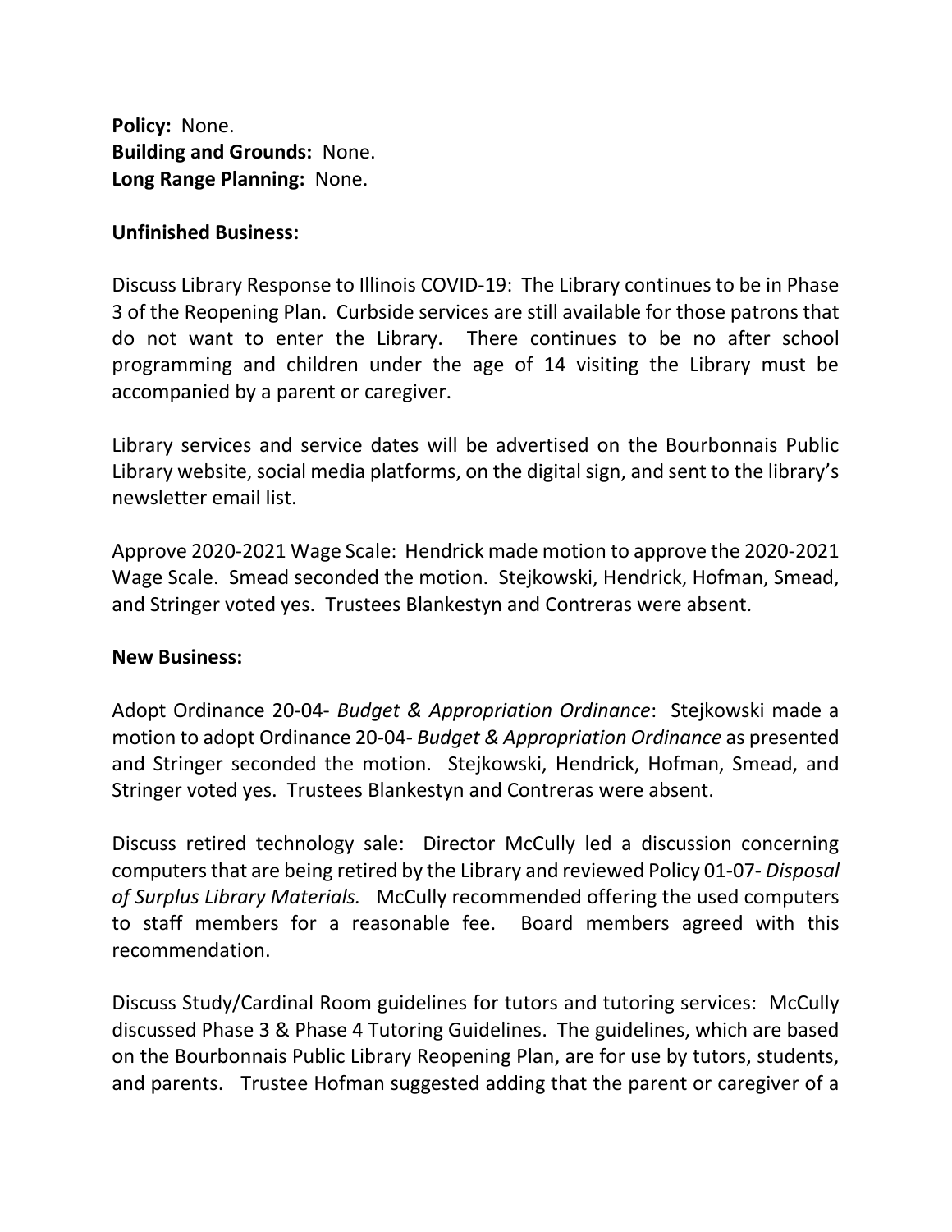**Policy:** None.
**Building and Grounds:** None.
**Long Range Planning:** None.

**Unfinished Business:**

Discuss Library Response to Illinois COVID-19: The Library continues to be in Phase 3 of the Reopening Plan. Curbside services are still available for those patrons that do not want to enter the Library. There continues to be no after school programming and children under the age of 14 visiting the Library must be accompanied by a parent or caregiver.

Library services and service dates will be advertised on the Bourbonnais Public Library website, social media platforms, on the digital sign, and sent to the library's newsletter email list.

Approve 2020-2021 Wage Scale: Hendrick made motion to approve the 2020-2021 Wage Scale. Smead seconded the motion. Stejkowski, Hendrick, Hofman, Smead, and Stringer voted yes. Trustees Blankestyn and Contreras were absent.

**New Business:**

Adopt Ordinance 20-04- *Budget & Appropriation Ordinance*: Stejkowski made a motion to adopt Ordinance 20-04- *Budget & Appropriation Ordinance* as presented and Stringer seconded the motion. Stejkowski, Hendrick, Hofman, Smead, and Stringer voted yes. Trustees Blankestyn and Contreras were absent.

Discuss retired technology sale: Director McCully led a discussion concerning computers that are being retired by the Library and reviewed Policy 01-07- *Disposal of Surplus Library Materials.* McCully recommended offering the used computers to staff members for a reasonable fee. Board members agreed with this recommendation.

Discuss Study/Cardinal Room guidelines for tutors and tutoring services: McCully discussed Phase 3 & Phase 4 Tutoring Guidelines. The guidelines, which are based on the Bourbonnais Public Library Reopening Plan, are for use by tutors, students, and parents. Trustee Hofman suggested adding that the parent or caregiver of a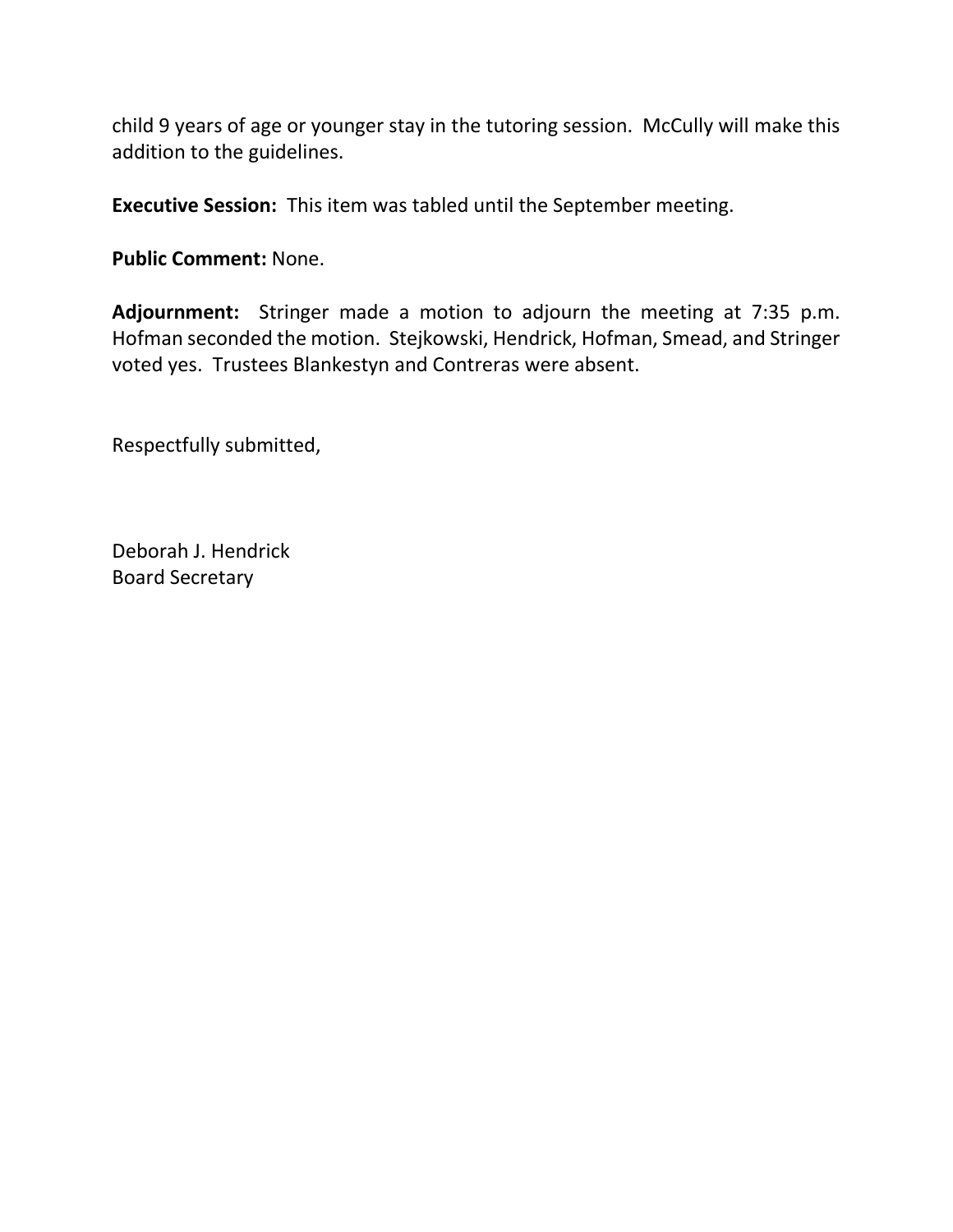child 9 years of age or younger stay in the tutoring session. McCully will make this addition to the guidelines.

**Executive Session:** This item was tabled until the September meeting.

**Public Comment:** None.

**Adjournment:** Stringer made a motion to adjourn the meeting at 7:35 p.m. Hofman seconded the motion. Stejkowski, Hendrick, Hofman, Smead, and Stringer voted yes. Trustees Blankestyn and Contreras were absent.

Respectfully submitted,

Deborah J. Hendrick
Board Secretary